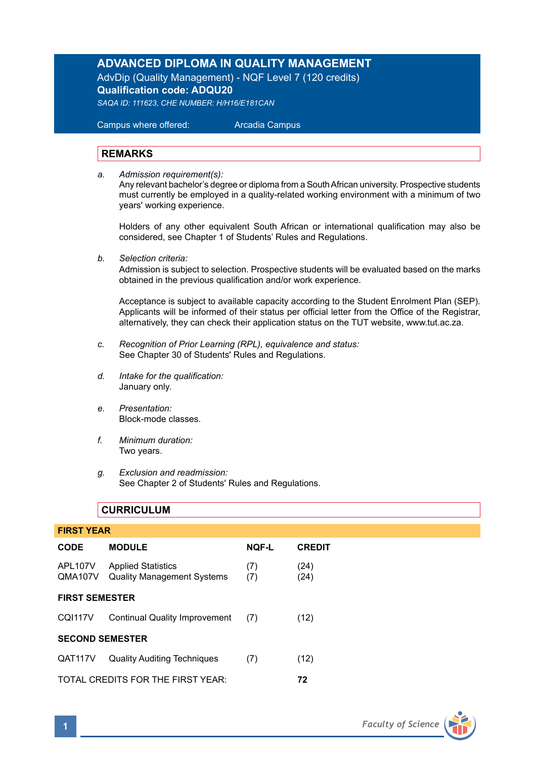# ADVANCED DIPLOMA IN QUALITY MANAGEMENT

AdvDip (Quality Management) - NQF Level 7 (120 credits)

**Qualification code: ADQU20**

*SAQA ID: 111623, CHE NUMBER: H/H16/E181CAN*

Campus where offered: Arcadia Campus

## REMARKS

a. *Admission requirement(s):*
Any relevant bachelor's degree or diploma from a South African university. Prospective students must currently be employed in a quality-related working environment with a minimum of two years' working experience.

Holders of any other equivalent South African or international qualification may also be considered, see Chapter 1 of Students' Rules and Regulations.

b. *Selection criteria:*
Admission is subject to selection. Prospective students will be evaluated based on the marks obtained in the previous qualification and/or work experience.

Acceptance is subject to available capacity according to the Student Enrolment Plan (SEP). Applicants will be informed of their status per official letter from the Office of the Registrar, alternatively, they can check their application status on the TUT website, www.tut.ac.za.

c. *Recognition of Prior Learning (RPL), equivalence and status:*
See Chapter 30 of Students' Rules and Regulations.

d. *Intake for the qualification:*
January only.

e. *Presentation:*
Block-mode classes.

f. *Minimum duration:*
Two years.

g. *Exclusion and readmission:*
See Chapter 2 of Students' Rules and Regulations.

## CURRICULUM

### FIRST YEAR

| CODE | MODULE | NQF-L | CREDIT |
|---|---|---|---|
| APL107V | Applied Statistics | (7) | (24) |
| QMA107V | Quality Management Systems | (7) | (24) |
| **FIRST SEMESTER** | | | |
| CQI117V | Continual Quality Improvement | (7) | (12) |
| **SECOND SEMESTER** | | | |
| QAT117V | Quality Auditing Techniques | (7) | (12) |
| TOTAL CREDITS FOR THE FIRST YEAR: | | | **72** |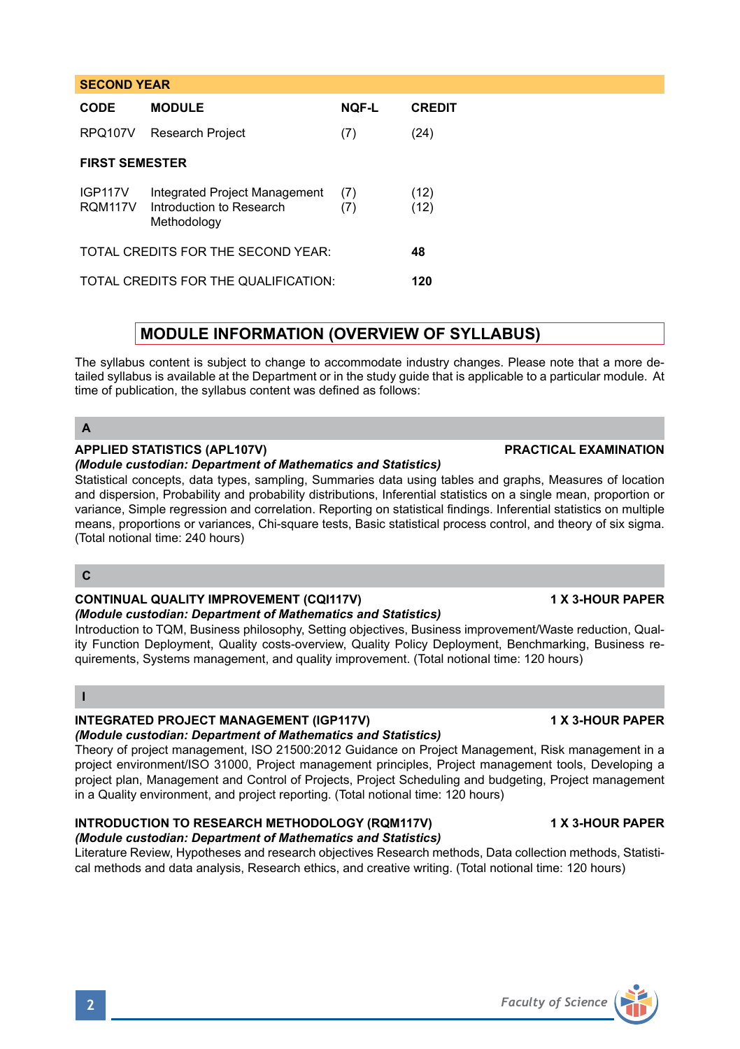| SECOND YEAR | | | |
|---|---|---|---|
| **CODE** | **MODULE** | **NQF-L** | **CREDIT** |
| RPQ107V | Research Project | (7) | (24) |
| **FIRST SEMESTER** | | | |
| IGP117V | Integrated Project Management | (7) | (12) |
| RQM117V | Introduction to Research Methodology | (7) | (12) |
| TOTAL CREDITS FOR THE SECOND YEAR: | | | **48** |
| TOTAL CREDITS FOR THE QUALIFICATION: | | | **120** |

## MODULE INFORMATION (OVERVIEW OF SYLLABUS)

The syllabus content is subject to change to accommodate industry changes. Please note that a more detailed syllabus is available at the Department or in the study guide that is applicable to a particular module. At time of publication, the syllabus content was defined as follows:

### A

**APPLIED STATISTICS (APL107V)** **PRACTICAL EXAMINATION**

***(Module custodian: Department of Mathematics and Statistics)***

Statistical concepts, data types, sampling, Summaries data using tables and graphs, Measures of location and dispersion, Probability and probability distributions, Inferential statistics on a single mean, proportion or variance, Simple regression and correlation. Reporting on statistical findings. Inferential statistics on multiple means, proportions or variances, Chi-square tests, Basic statistical process control, and theory of six sigma. (Total notional time: 240 hours)

### C

**CONTINUAL QUALITY IMPROVEMENT (CQI117V)** **1 X 3-HOUR PAPER**

***(Module custodian: Department of Mathematics and Statistics)***

Introduction to TQM, Business philosophy, Setting objectives, Business improvement/Waste reduction, Quality Function Deployment, Quality costs-overview, Quality Policy Deployment, Benchmarking, Business requirements, Systems management, and quality improvement. (Total notional time: 120 hours)

### I

**INTEGRATED PROJECT MANAGEMENT (IGP117V)** **1 X 3-HOUR PAPER**

***(Module custodian: Department of Mathematics and Statistics)***

Theory of project management, ISO 21500:2012 Guidance on Project Management, Risk management in a project environment/ISO 31000, Project management principles, Project management tools, Developing a project plan, Management and Control of Projects, Project Scheduling and budgeting, Project management in a Quality environment, and project reporting. (Total notional time: 120 hours)

**INTRODUCTION TO RESEARCH METHODOLOGY (RQM117V)** **1 X 3-HOUR PAPER**

***(Module custodian: Department of Mathematics and Statistics)***

Literature Review, Hypotheses and research objectives Research methods, Data collection methods, Statistical methods and data analysis, Research ethics, and creative writing. (Total notional time: 120 hours)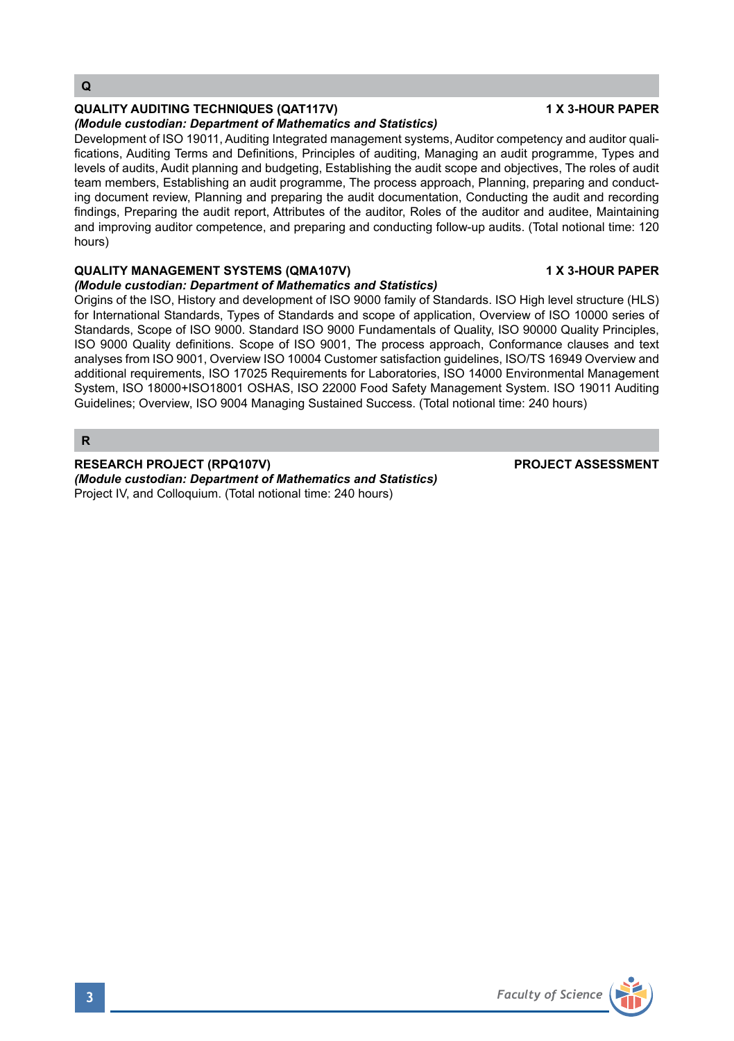## Q

**QUALITY AUDITING TECHNIQUES (QAT117V)** **1 X 3-HOUR PAPER**

***(Module custodian: Department of Mathematics and Statistics)***

Development of ISO 19011, Auditing Integrated management systems, Auditor competency and auditor qualifications, Auditing Terms and Definitions, Principles of auditing, Managing an audit programme, Types and levels of audits, Audit planning and budgeting, Establishing the audit scope and objectives, The roles of audit team members, Establishing an audit programme, The process approach, Planning, preparing and conducting document review, Planning and preparing the audit documentation, Conducting the audit and recording findings, Preparing the audit report, Attributes of the auditor, Roles of the auditor and auditee, Maintaining and improving auditor competence, and preparing and conducting follow-up audits. (Total notional time: 120 hours)

**QUALITY MANAGEMENT SYSTEMS (QMA107V)** **1 X 3-HOUR PAPER**

***(Module custodian: Department of Mathematics and Statistics)***

Origins of the ISO, History and development of ISO 9000 family of Standards. ISO High level structure (HLS) for International Standards, Types of Standards and scope of application, Overview of ISO 10000 series of Standards, Scope of ISO 9000. Standard ISO 9000 Fundamentals of Quality, ISO 90000 Quality Principles, ISO 9000 Quality definitions. Scope of ISO 9001, The process approach, Conformance clauses and text analyses from ISO 9001, Overview ISO 10004 Customer satisfaction guidelines, ISO/TS 16949 Overview and additional requirements, ISO 17025 Requirements for Laboratories, ISO 14000 Environmental Management System, ISO 18000+ISO18001 OSHAS, ISO 22000 Food Safety Management System. ISO 19011 Auditing Guidelines; Overview, ISO 9004 Managing Sustained Success. (Total notional time: 240 hours)

## R

**RESEARCH PROJECT (RPQ107V)** **PROJECT ASSESSMENT**

***(Module custodian: Department of Mathematics and Statistics)***

Project IV, and Colloquium. (Total notional time: 240 hours)